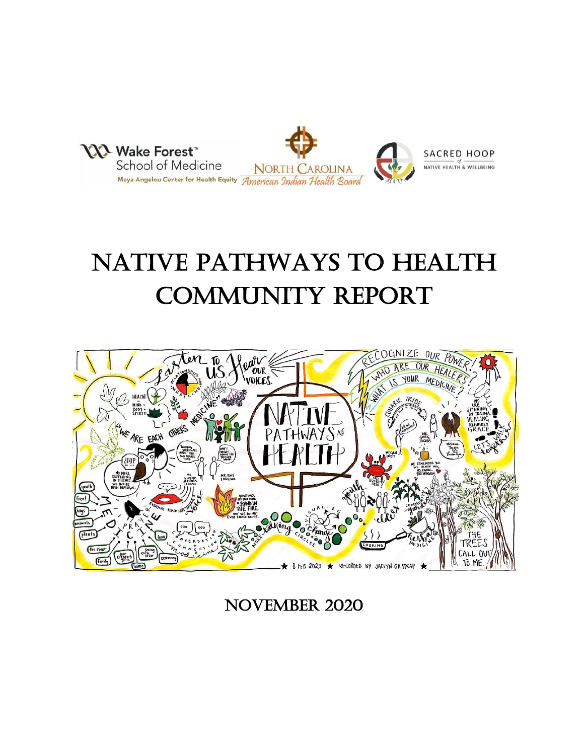Wake Forest School of Medicine
Maya Angelou Center for Health Equity

North Carolina American Indian Health Board

Sacred Hoop of Native Health & Wellbeing

# Native Pathways to Health Community Report

November 2020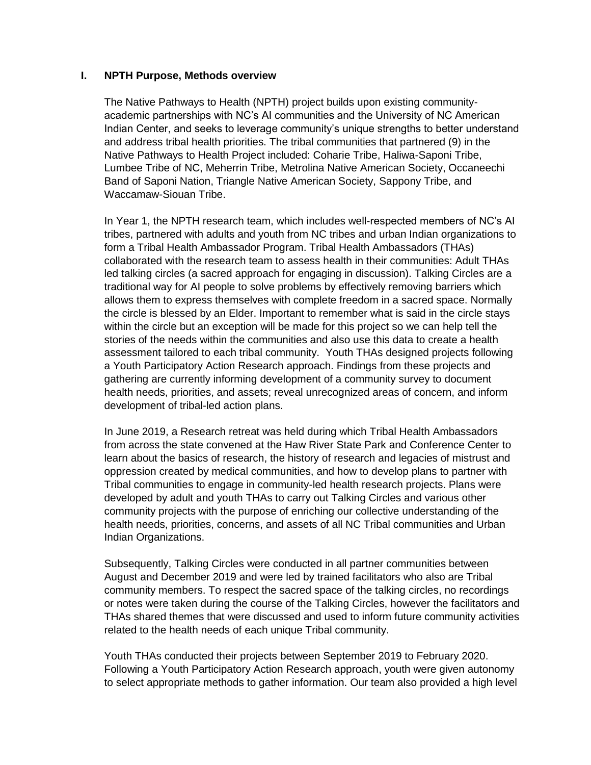## I. NPTH Purpose, Methods overview

The Native Pathways to Health (NPTH) project builds upon existing community-academic partnerships with NC's AI communities and the University of NC American Indian Center, and seeks to leverage community's unique strengths to better understand and address tribal health priorities. The tribal communities that partnered (9) in the Native Pathways to Health Project included: Coharie Tribe, Haliwa-Saponi Tribe, Lumbee Tribe of NC, Meherrin Tribe, Metrolina Native American Society, Occaneechi Band of Saponi Nation, Triangle Native American Society, Sappony Tribe, and Waccamaw-Siouan Tribe.

In Year 1, the NPTH research team, which includes well-respected members of NC's AI tribes, partnered with adults and youth from NC tribes and urban Indian organizations to form a Tribal Health Ambassador Program. Tribal Health Ambassadors (THAs) collaborated with the research team to assess health in their communities: Adult THAs led talking circles (a sacred approach for engaging in discussion). Talking Circles are a traditional way for AI people to solve problems by effectively removing barriers which allows them to express themselves with complete freedom in a sacred space. Normally the circle is blessed by an Elder. Important to remember what is said in the circle stays within the circle but an exception will be made for this project so we can help tell the stories of the needs within the communities and also use this data to create a health assessment tailored to each tribal community. Youth THAs designed projects following a Youth Participatory Action Research approach. Findings from these projects and gathering are currently informing development of a community survey to document health needs, priorities, and assets; reveal unrecognized areas of concern, and inform development of tribal-led action plans.

In June 2019, a Research retreat was held during which Tribal Health Ambassadors from across the state convened at the Haw River State Park and Conference Center to learn about the basics of research, the history of research and legacies of mistrust and oppression created by medical communities, and how to develop plans to partner with Tribal communities to engage in community-led health research projects. Plans were developed by adult and youth THAs to carry out Talking Circles and various other community projects with the purpose of enriching our collective understanding of the health needs, priorities, concerns, and assets of all NC Tribal communities and Urban Indian Organizations.

Subsequently, Talking Circles were conducted in all partner communities between August and December 2019 and were led by trained facilitators who also are Tribal community members. To respect the sacred space of the talking circles, no recordings or notes were taken during the course of the Talking Circles, however the facilitators and THAs shared themes that were discussed and used to inform future community activities related to the health needs of each unique Tribal community.

Youth THAs conducted their projects between September 2019 to February 2020. Following a Youth Participatory Action Research approach, youth were given autonomy to select appropriate methods to gather information. Our team also provided a high level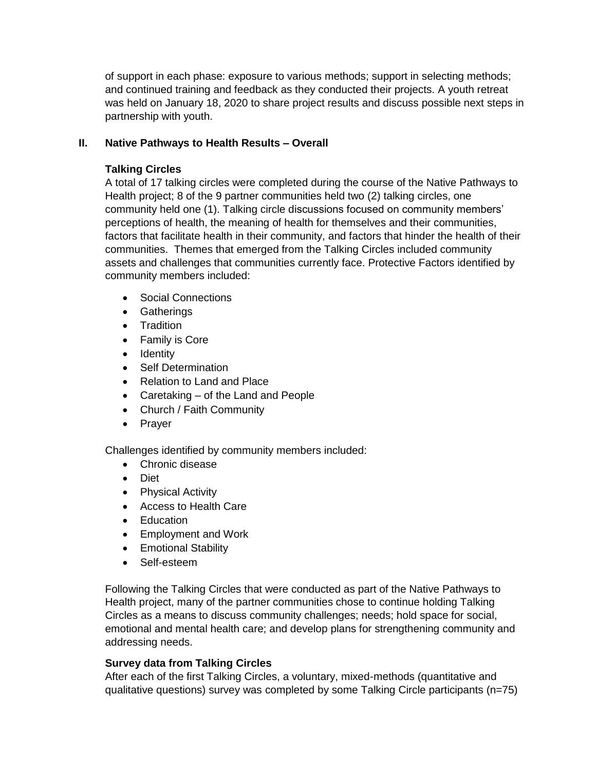of support in each phase: exposure to various methods; support in selecting methods; and continued training and feedback as they conducted their projects. A youth retreat was held on January 18, 2020 to share project results and discuss possible next steps in partnership with youth.

## II. Native Pathways to Health Results – Overall

### Talking Circles

A total of 17 talking circles were completed during the course of the Native Pathways to Health project; 8 of the 9 partner communities held two (2) talking circles, one community held one (1). Talking circle discussions focused on community members' perceptions of health, the meaning of health for themselves and their communities, factors that facilitate health in their community, and factors that hinder the health of their communities. Themes that emerged from the Talking Circles included community assets and challenges that communities currently face. Protective Factors identified by community members included:

- Social Connections
- Gatherings
- Tradition
- Family is Core
- Identity
- Self Determination
- Relation to Land and Place
- Caretaking – of the Land and People
- Church / Faith Community
- Prayer

Challenges identified by community members included:

- Chronic disease
- Diet
- Physical Activity
- Access to Health Care
- Education
- Employment and Work
- Emotional Stability
- Self-esteem

Following the Talking Circles that were conducted as part of the Native Pathways to Health project, many of the partner communities chose to continue holding Talking Circles as a means to discuss community challenges; needs; hold space for social, emotional and mental health care; and develop plans for strengthening community and addressing needs.

### Survey data from Talking Circles

After each of the first Talking Circles, a voluntary, mixed-methods (quantitative and qualitative questions) survey was completed by some Talking Circle participants (n=75)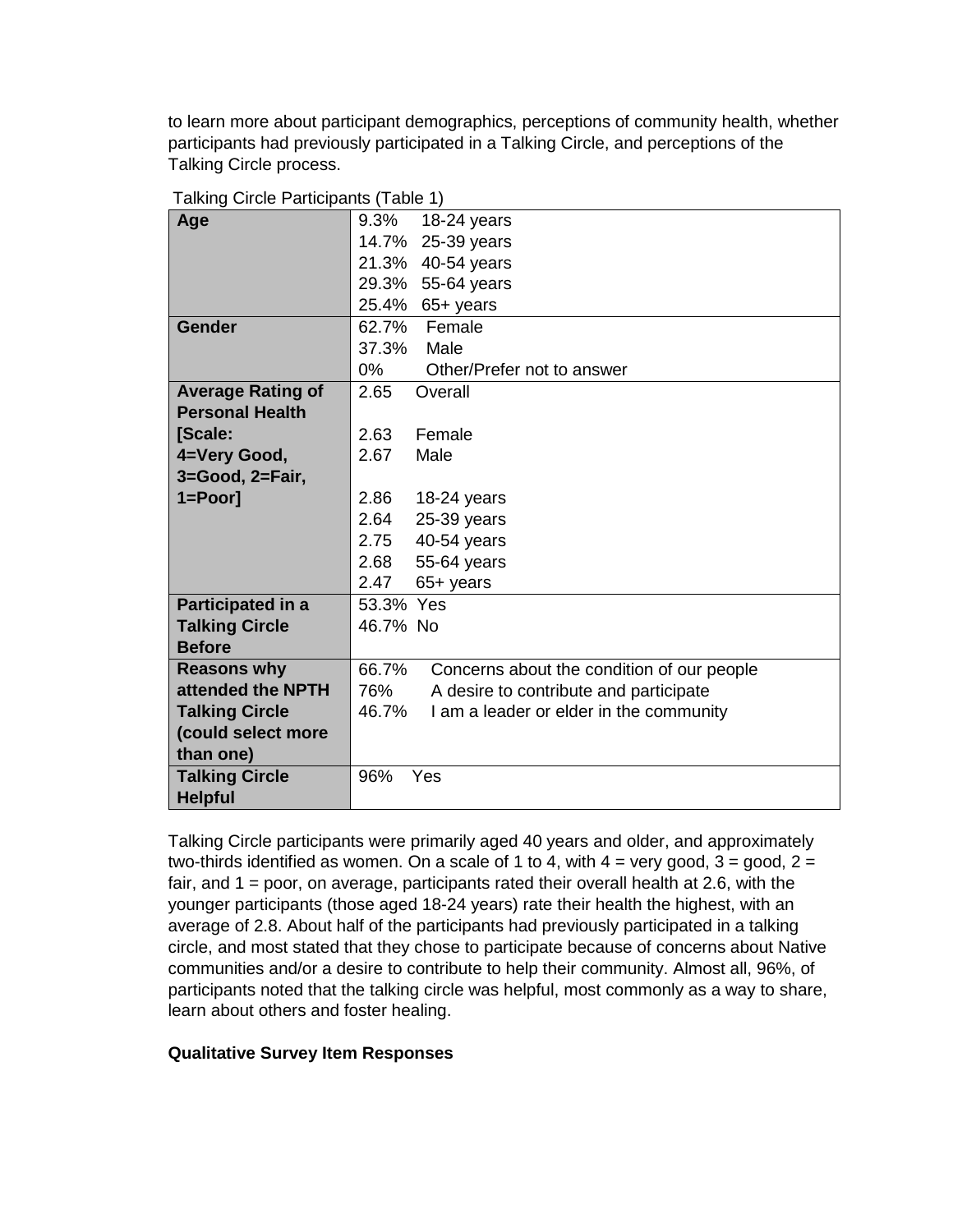to learn more about participant demographics, perceptions of community health, whether participants had previously participated in a Talking Circle, and perceptions of the Talking Circle process.

Talking Circle Participants (Table 1)

| | |
|---|---|
| **Age** | 9.3% 18-24 years<br>14.7% 25-39 years<br>21.3% 40-54 years<br>29.3% 55-64 years<br>25.4% 65+ years |
| **Gender** | 62.7% Female<br>37.3% Male<br>0% Other/Prefer not to answer |
| **Average Rating of Personal Health [Scale: 4=Very Good, 3=Good, 2=Fair, 1=Poor]** | 2.65 Overall<br><br>2.63 Female<br>2.67 Male<br><br>2.86 18-24 years<br>2.64 25-39 years<br>2.75 40-54 years<br>2.68 55-64 years<br>2.47 65+ years |
| **Participated in a Talking Circle Before** | 53.3% Yes<br>46.7% No |
| **Reasons why attended the NPTH Talking Circle (could select more than one)** | 66.7% Concerns about the condition of our people<br>76% A desire to contribute and participate<br>46.7% I am a leader or elder in the community |
| **Talking Circle Helpful** | 96% Yes |

Talking Circle participants were primarily aged 40 years and older, and approximately two-thirds identified as women. On a scale of 1 to 4, with 4 = very good, 3 = good, 2 = fair, and 1 = poor, on average, participants rated their overall health at 2.6, with the younger participants (those aged 18-24 years) rate their health the highest, with an average of 2.8. About half of the participants had previously participated in a talking circle, and most stated that they chose to participate because of concerns about Native communities and/or a desire to contribute to help their community. Almost all, 96%, of participants noted that the talking circle was helpful, most commonly as a way to share, learn about others and foster healing.

**Qualitative Survey Item Responses**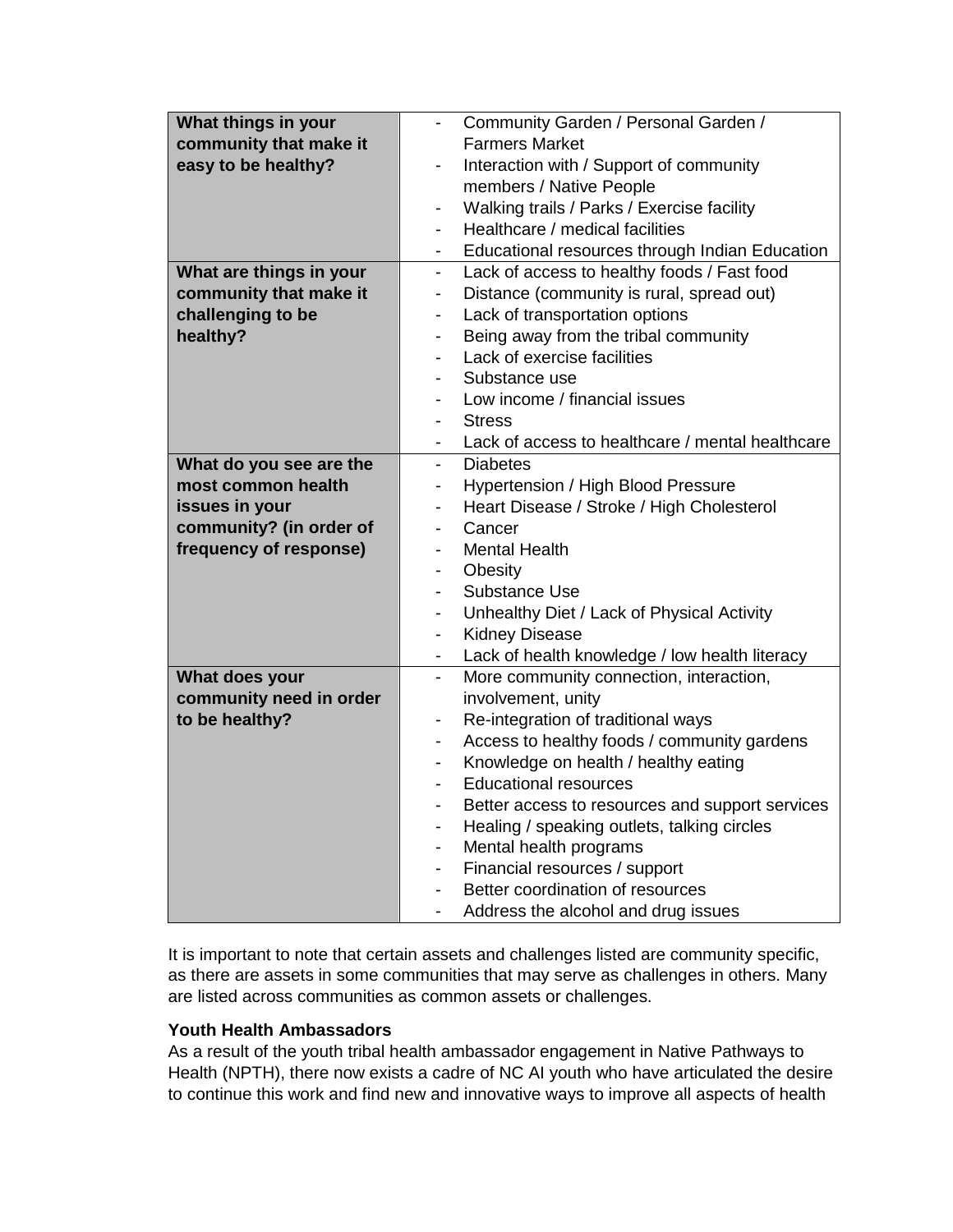| What things in your community that make it easy to be healthy? | - Community Garden / Personal Garden / Farmers Market<br>- Interaction with / Support of community members / Native People<br>- Walking trails / Parks / Exercise facility<br>- Healthcare / medical facilities<br>- Educational resources through Indian Education |
|---|---|
| **What are things in your community that make it challenging to be healthy?** | - Lack of access to healthy foods / Fast food<br>- Distance (community is rural, spread out)<br>- Lack of transportation options<br>- Being away from the tribal community<br>- Lack of exercise facilities<br>- Substance use<br>- Low income / financial issues<br>- Stress<br>- Lack of access to healthcare / mental healthcare |
| **What do you see are the most common health issues in your community? (in order of frequency of response)** | - Diabetes<br>- Hypertension / High Blood Pressure<br>- Heart Disease / Stroke / High Cholesterol<br>- Cancer<br>- Mental Health<br>- Obesity<br>- Substance Use<br>- Unhealthy Diet / Lack of Physical Activity<br>- Kidney Disease<br>- Lack of health knowledge / low health literacy |
| **What does your community need in order to be healthy?** | - More community connection, interaction, involvement, unity<br>- Re-integration of traditional ways<br>- Access to healthy foods / community gardens<br>- Knowledge on health / healthy eating<br>- Educational resources<br>- Better access to resources and support services<br>- Healing / speaking outlets, talking circles<br>- Mental health programs<br>- Financial resources / support<br>- Better coordination of resources<br>- Address the alcohol and drug issues |

It is important to note that certain assets and challenges listed are community specific, as there are assets in some communities that may serve as challenges in others. Many are listed across communities as common assets or challenges.

**Youth Health Ambassadors**

As a result of the youth tribal health ambassador engagement in Native Pathways to Health (NPTH), there now exists a cadre of NC AI youth who have articulated the desire to continue this work and find new and innovative ways to improve all aspects of health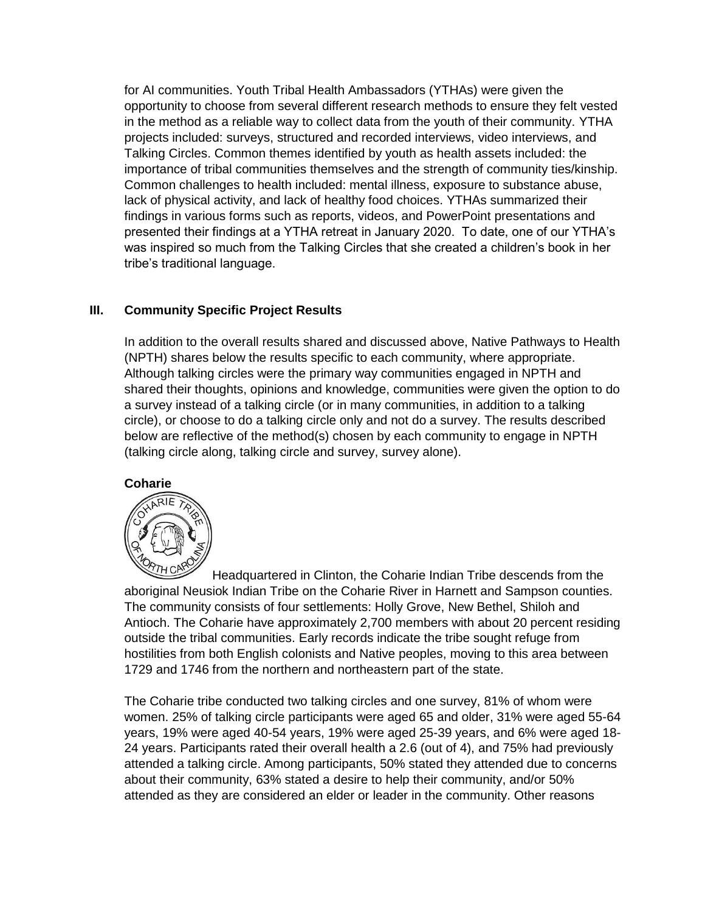for AI communities. Youth Tribal Health Ambassadors (YTHAs) were given the opportunity to choose from several different research methods to ensure they felt vested in the method as a reliable way to collect data from the youth of their community. YTHA projects included: surveys, structured and recorded interviews, video interviews, and Talking Circles. Common themes identified by youth as health assets included: the importance of tribal communities themselves and the strength of community ties/kinship. Common challenges to health included: mental illness, exposure to substance abuse, lack of physical activity, and lack of healthy food choices. YTHAs summarized their findings in various forms such as reports, videos, and PowerPoint presentations and presented their findings at a YTHA retreat in January 2020. To date, one of our YTHA's was inspired so much from the Talking Circles that she created a children's book in her tribe's traditional language.

## III. Community Specific Project Results

In addition to the overall results shared and discussed above, Native Pathways to Health (NPTH) shares below the results specific to each community, where appropriate. Although talking circles were the primary way communities engaged in NPTH and shared their thoughts, opinions and knowledge, communities were given the option to do a survey instead of a talking circle (or in many communities, in addition to a talking circle), or choose to do a talking circle only and not do a survey. The results described below are reflective of the method(s) chosen by each community to engage in NPTH (talking circle along, talking circle and survey, survey alone).

### Coharie

Headquartered in Clinton, the Coharie Indian Tribe descends from the aboriginal Neusiok Indian Tribe on the Coharie River in Harnett and Sampson counties. The community consists of four settlements: Holly Grove, New Bethel, Shiloh and Antioch. The Coharie have approximately 2,700 members with about 20 percent residing outside the tribal communities. Early records indicate the tribe sought refuge from hostilities from both English colonists and Native peoples, moving to this area between 1729 and 1746 from the northern and northeastern part of the state.

The Coharie tribe conducted two talking circles and one survey, 81% of whom were women. 25% of talking circle participants were aged 65 and older, 31% were aged 55-64 years, 19% were aged 40-54 years, 19% were aged 25-39 years, and 6% were aged 18-24 years. Participants rated their overall health a 2.6 (out of 4), and 75% had previously attended a talking circle. Among participants, 50% stated they attended due to concerns about their community, 63% stated a desire to help their community, and/or 50% attended as they are considered an elder or leader in the community. Other reasons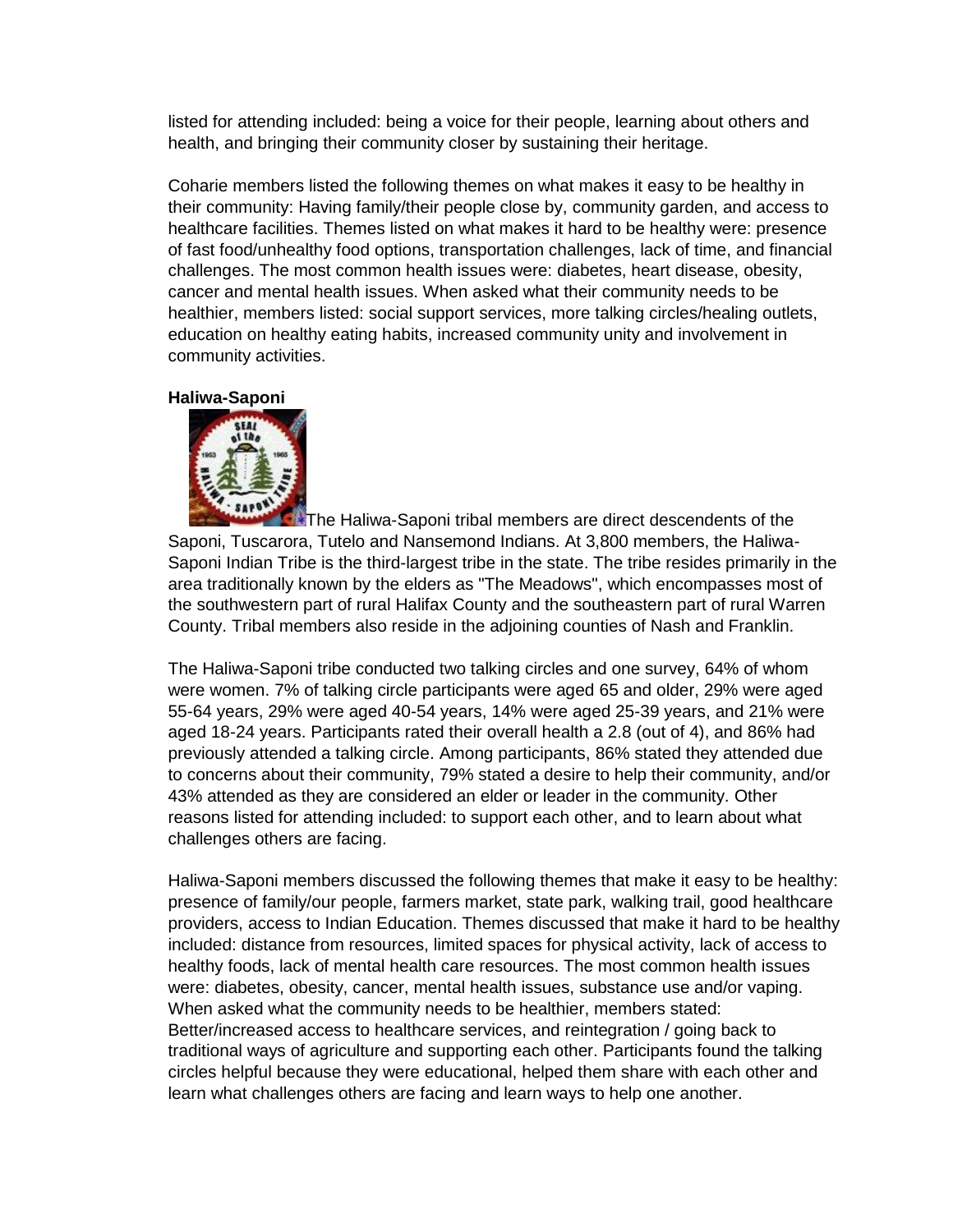listed for attending included: being a voice for their people, learning about others and health, and bringing their community closer by sustaining their heritage.

Coharie members listed the following themes on what makes it easy to be healthy in their community: Having family/their people close by, community garden, and access to healthcare facilities. Themes listed on what makes it hard to be healthy were: presence of fast food/unhealthy food options, transportation challenges, lack of time, and financial challenges. The most common health issues were: diabetes, heart disease, obesity, cancer and mental health issues. When asked what their community needs to be healthier, members listed: social support services, more talking circles/healing outlets, education on healthy eating habits, increased community unity and involvement in community activities.

**Haliwa-Saponi**

The Haliwa-Saponi tribal members are direct descendents of the Saponi, Tuscarora, Tutelo and Nansemond Indians. At 3,800 members, the Haliwa-Saponi Indian Tribe is the third-largest tribe in the state. The tribe resides primarily in the area traditionally known by the elders as "The Meadows", which encompasses most of the southwestern part of rural Halifax County and the southeastern part of rural Warren County. Tribal members also reside in the adjoining counties of Nash and Franklin.

The Haliwa-Saponi tribe conducted two talking circles and one survey, 64% of whom were women. 7% of talking circle participants were aged 65 and older, 29% were aged 55-64 years, 29% were aged 40-54 years, 14% were aged 25-39 years, and 21% were aged 18-24 years. Participants rated their overall health a 2.8 (out of 4), and 86% had previously attended a talking circle. Among participants, 86% stated they attended due to concerns about their community, 79% stated a desire to help their community, and/or 43% attended as they are considered an elder or leader in the community. Other reasons listed for attending included: to support each other, and to learn about what challenges others are facing.

Haliwa-Saponi members discussed the following themes that make it easy to be healthy: presence of family/our people, farmers market, state park, walking trail, good healthcare providers, access to Indian Education. Themes discussed that make it hard to be healthy included: distance from resources, limited spaces for physical activity, lack of access to healthy foods, lack of mental health care resources. The most common health issues were: diabetes, obesity, cancer, mental health issues, substance use and/or vaping. When asked what the community needs to be healthier, members stated: Better/increased access to healthcare services, and reintegration / going back to traditional ways of agriculture and supporting each other. Participants found the talking circles helpful because they were educational, helped them share with each other and learn what challenges others are facing and learn ways to help one another.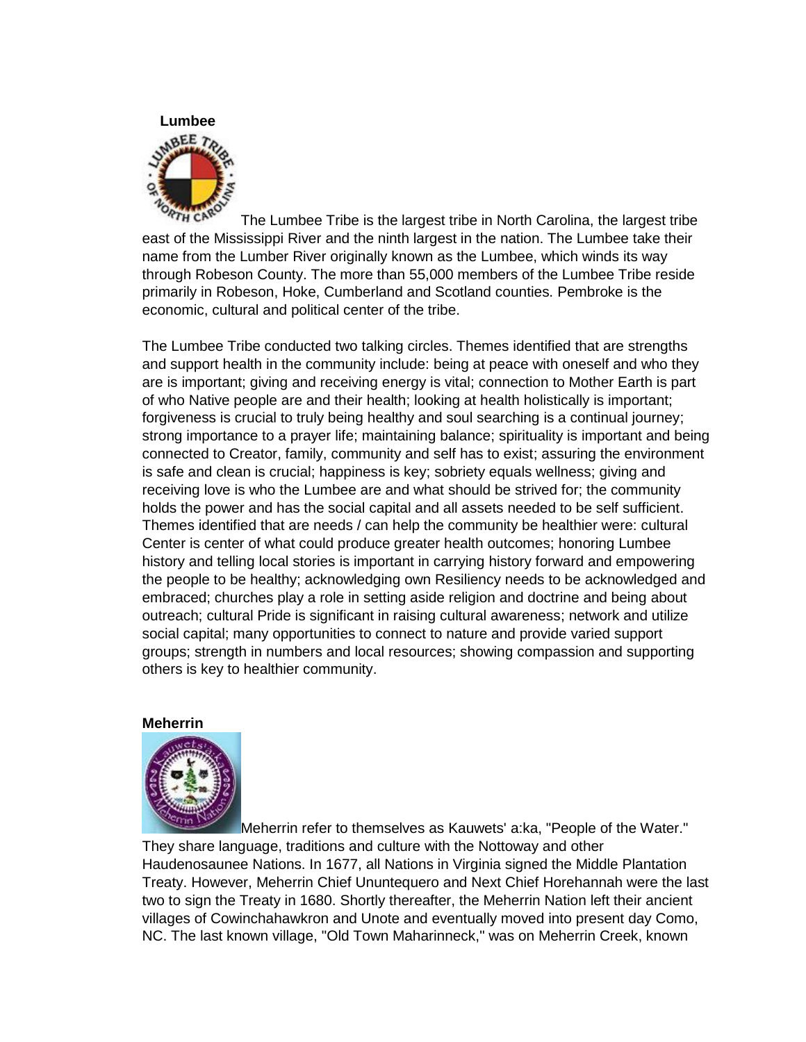**Lumbee**

The Lumbee Tribe is the largest tribe in North Carolina, the largest tribe east of the Mississippi River and the ninth largest in the nation. The Lumbee take their name from the Lumber River originally known as the Lumbee, which winds its way through Robeson County. The more than 55,000 members of the Lumbee Tribe reside primarily in Robeson, Hoke, Cumberland and Scotland counties. Pembroke is the economic, cultural and political center of the tribe.

The Lumbee Tribe conducted two talking circles. Themes identified that are strengths and support health in the community include: being at peace with oneself and who they are is important; giving and receiving energy is vital; connection to Mother Earth is part of who Native people are and their health; looking at health holistically is important; forgiveness is crucial to truly being healthy and soul searching is a continual journey; strong importance to a prayer life; maintaining balance; spirituality is important and being connected to Creator, family, community and self has to exist; assuring the environment is safe and clean is crucial; happiness is key; sobriety equals wellness; giving and receiving love is who the Lumbee are and what should be strived for; the community holds the power and has the social capital and all assets needed to be self sufficient. Themes identified that are needs / can help the community be healthier were: cultural Center is center of what could produce greater health outcomes; honoring Lumbee history and telling local stories is important in carrying history forward and empowering the people to be healthy; acknowledging own Resiliency needs to be acknowledged and embraced; churches play a role in setting aside religion and doctrine and being about outreach; cultural Pride is significant in raising cultural awareness; network and utilize social capital; many opportunities to connect to nature and provide varied support groups; strength in numbers and local resources; showing compassion and supporting others is key to healthier community.

**Meherrin**

Meherrin refer to themselves as Kauwets' a:ka, "People of the Water." They share language, traditions and culture with the Nottoway and other Haudenosaunee Nations. In 1677, all Nations in Virginia signed the Middle Plantation Treaty. However, Meherrin Chief Ununtequero and Next Chief Horehannah were the last two to sign the Treaty in 1680. Shortly thereafter, the Meherrin Nation left their ancient villages of Cowinchahawkron and Unote and eventually moved into present day Como, NC. The last known village, "Old Town Maharinneck," was on Meherrin Creek, known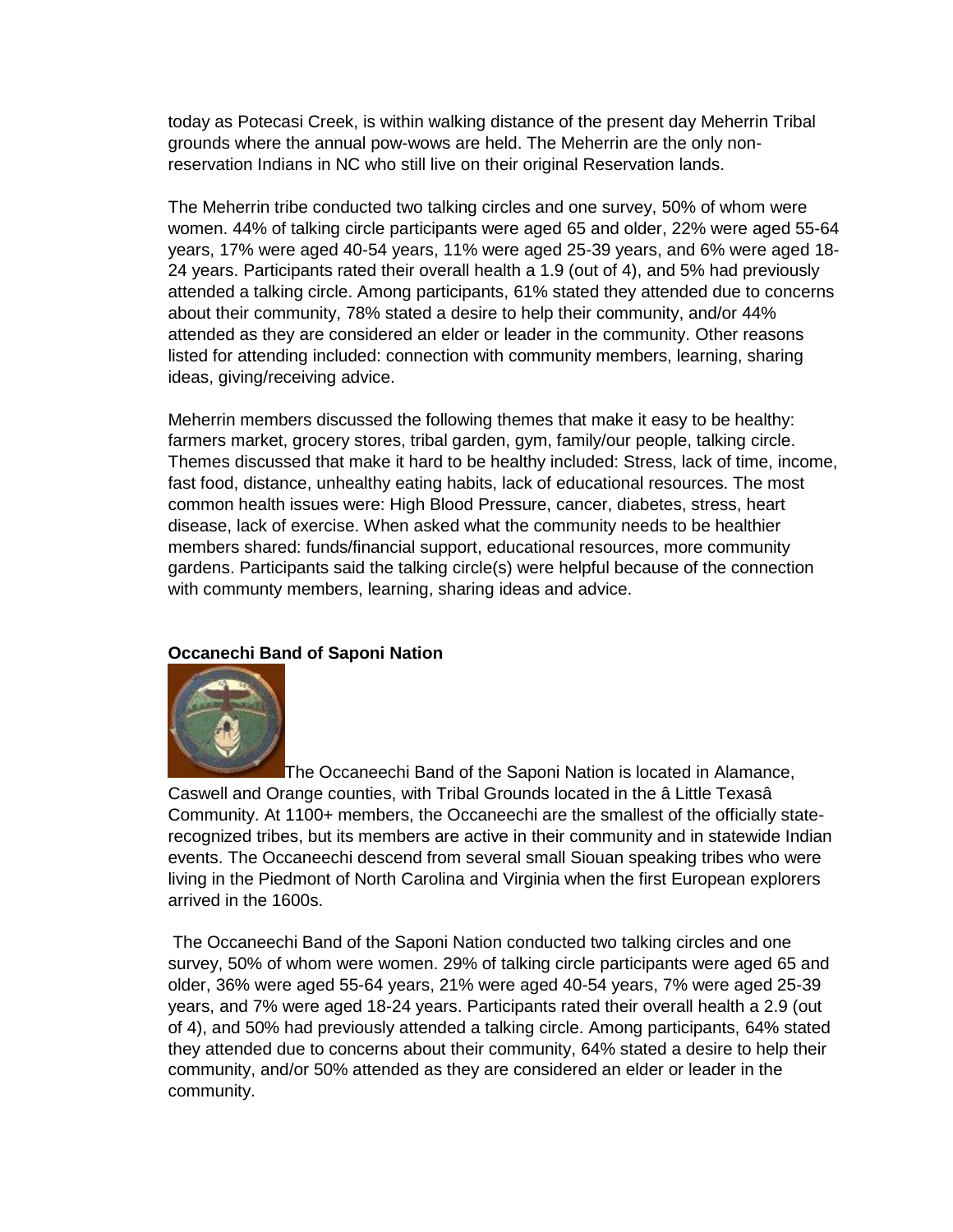today as Potecasi Creek, is within walking distance of the present day Meherrin Tribal grounds where the annual pow-wows are held. The Meherrin are the only non-reservation Indians in NC who still live on their original Reservation lands.

The Meherrin tribe conducted two talking circles and one survey, 50% of whom were women. 44% of talking circle participants were aged 65 and older, 22% were aged 55-64 years, 17% were aged 40-54 years, 11% were aged 25-39 years, and 6% were aged 18-24 years. Participants rated their overall health a 1.9 (out of 4), and 5% had previously attended a talking circle. Among participants, 61% stated they attended due to concerns about their community, 78% stated a desire to help their community, and/or 44% attended as they are considered an elder or leader in the community. Other reasons listed for attending included: connection with community members, learning, sharing ideas, giving/receiving advice.

Meherrin members discussed the following themes that make it easy to be healthy: farmers market, grocery stores, tribal garden, gym, family/our people, talking circle. Themes discussed that make it hard to be healthy included: Stress, lack of time, income, fast food, distance, unhealthy eating habits, lack of educational resources. The most common health issues were: High Blood Pressure, cancer, diabetes, stress, heart disease, lack of exercise. When asked what the community needs to be healthier members shared: funds/financial support, educational resources, more community gardens. Participants said the talking circle(s) were helpful because of the connection with communty members, learning, sharing ideas and advice.

**Occanechi Band of Saponi Nation**

The Occaneechi Band of the Saponi Nation is located in Alamance, Caswell and Orange counties, with Tribal Grounds located in the â Little Texasâ Community. At 1100+ members, the Occaneechi are the smallest of the officially state-recognized tribes, but its members are active in their community and in statewide Indian events. The Occaneechi descend from several small Siouan speaking tribes who were living in the Piedmont of North Carolina and Virginia when the first European explorers arrived in the 1600s.

The Occaneechi Band of the Saponi Nation conducted two talking circles and one survey, 50% of whom were women. 29% of talking circle participants were aged 65 and older, 36% were aged 55-64 years, 21% were aged 40-54 years, 7% were aged 25-39 years, and 7% were aged 18-24 years. Participants rated their overall health a 2.9 (out of 4), and 50% had previously attended a talking circle. Among participants, 64% stated they attended due to concerns about their community, 64% stated a desire to help their community, and/or 50% attended as they are considered an elder or leader in the community.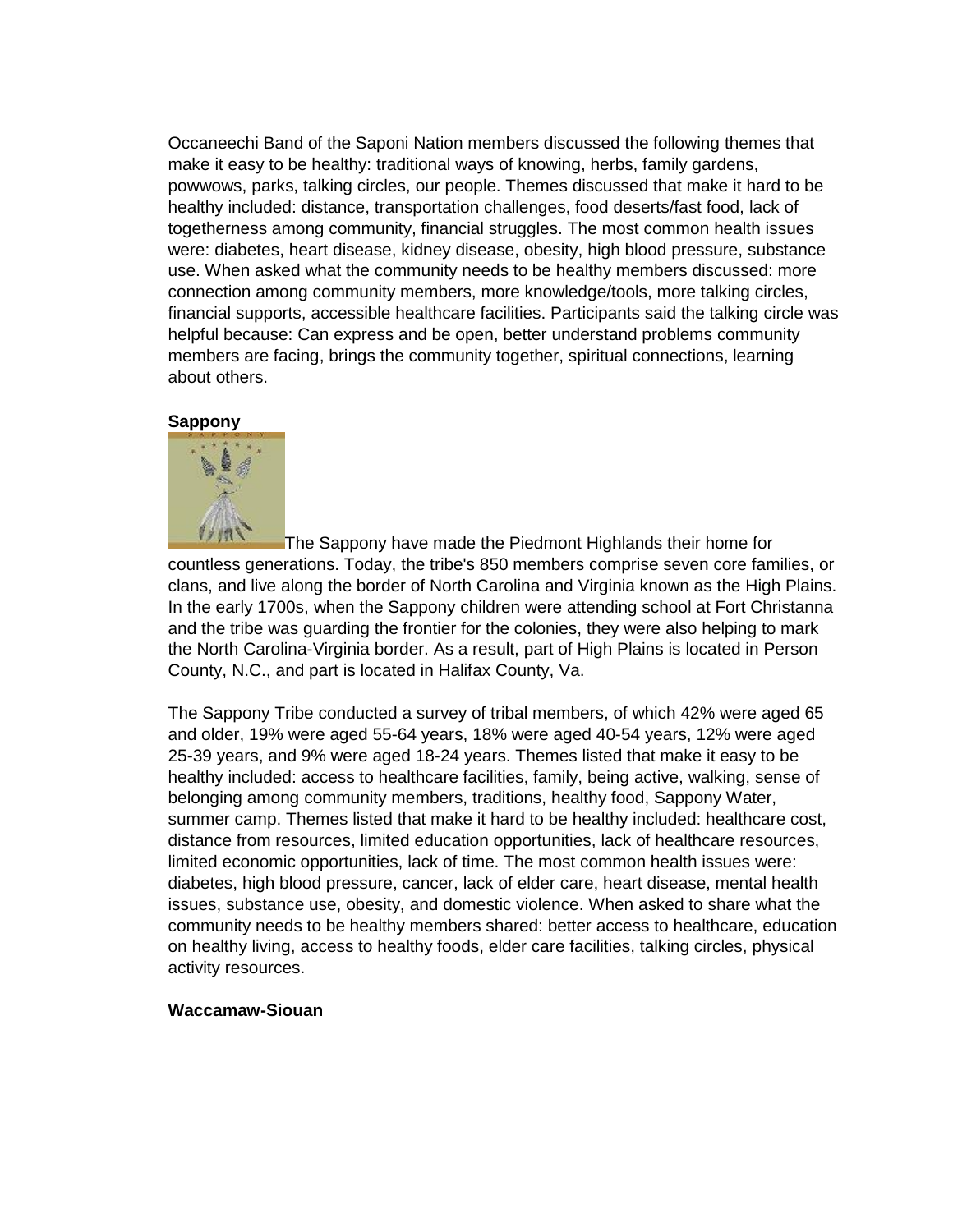Occaneechi Band of the Saponi Nation members discussed the following themes that make it easy to be healthy: traditional ways of knowing, herbs, family gardens, powwows, parks, talking circles, our people. Themes discussed that make it hard to be healthy included: distance, transportation challenges, food deserts/fast food, lack of togetherness among community, financial struggles. The most common health issues were: diabetes, heart disease, kidney disease, obesity, high blood pressure, substance use. When asked what the community needs to be healthy members discussed: more connection among community members, more knowledge/tools, more talking circles, financial supports, accessible healthcare facilities. Participants said the talking circle was helpful because: Can express and be open, better understand problems community members are facing, brings the community together, spiritual connections, learning about others.

**Sappony**

The Sappony have made the Piedmont Highlands their home for countless generations. Today, the tribe's 850 members comprise seven core families, or clans, and live along the border of North Carolina and Virginia known as the High Plains. In the early 1700s, when the Sappony children were attending school at Fort Christanna and the tribe was guarding the frontier for the colonies, they were also helping to mark the North Carolina-Virginia border. As a result, part of High Plains is located in Person County, N.C., and part is located in Halifax County, Va.

The Sappony Tribe conducted a survey of tribal members, of which 42% were aged 65 and older, 19% were aged 55-64 years, 18% were aged 40-54 years, 12% were aged 25-39 years, and 9% were aged 18-24 years. Themes listed that make it easy to be healthy included: access to healthcare facilities, family, being active, walking, sense of belonging among community members, traditions, healthy food, Sappony Water, summer camp. Themes listed that make it hard to be healthy included: healthcare cost, distance from resources, limited education opportunities, lack of healthcare resources, limited economic opportunities, lack of time. The most common health issues were: diabetes, high blood pressure, cancer, lack of elder care, heart disease, mental health issues, substance use, obesity, and domestic violence. When asked to share what the community needs to be healthy members shared: better access to healthcare, education on healthy living, access to healthy foods, elder care facilities, talking circles, physical activity resources.

**Waccamaw-Siouan**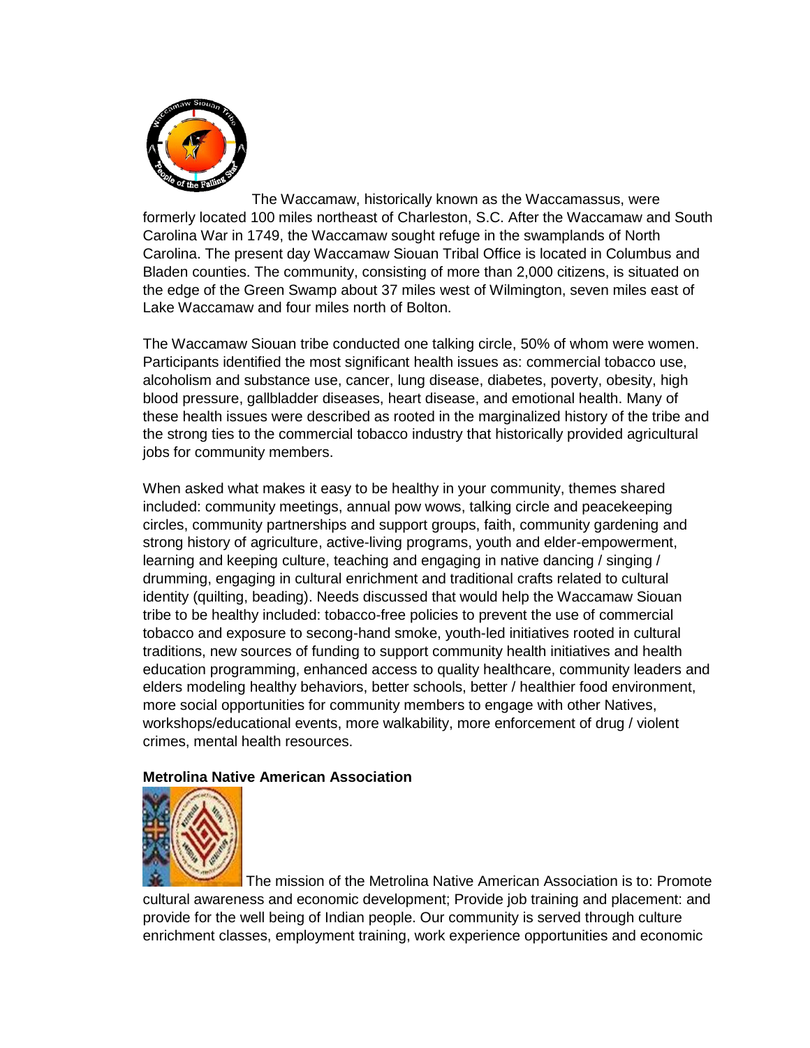The Waccamaw, historically known as the Waccamassus, were formerly located 100 miles northeast of Charleston, S.C. After the Waccamaw and South Carolina War in 1749, the Waccamaw sought refuge in the swamplands of North Carolina. The present day Waccamaw Siouan Tribal Office is located in Columbus and Bladen counties. The community, consisting of more than 2,000 citizens, is situated on the edge of the Green Swamp about 37 miles west of Wilmington, seven miles east of Lake Waccamaw and four miles north of Bolton.

The Waccamaw Siouan tribe conducted one talking circle, 50% of whom were women. Participants identified the most significant health issues as: commercial tobacco use, alcoholism and substance use, cancer, lung disease, diabetes, poverty, obesity, high blood pressure, gallbladder diseases, heart disease, and emotional health. Many of these health issues were described as rooted in the marginalized history of the tribe and the strong ties to the commercial tobacco industry that historically provided agricultural jobs for community members.

When asked what makes it easy to be healthy in your community, themes shared included: community meetings, annual pow wows, talking circle and peacekeeping circles, community partnerships and support groups, faith, community gardening and strong history of agriculture, active-living programs, youth and elder-empowerment, learning and keeping culture, teaching and engaging in native dancing / singing / drumming, engaging in cultural enrichment and traditional crafts related to cultural identity (quilting, beading). Needs discussed that would help the Waccamaw Siouan tribe to be healthy included: tobacco-free policies to prevent the use of commercial tobacco and exposure to secong-hand smoke, youth-led initiatives rooted in cultural traditions, new sources of funding to support community health initiatives and health education programming, enhanced access to quality healthcare, community leaders and elders modeling healthy behaviors, better schools, better / healthier food environment, more social opportunities for community members to engage with other Natives, workshops/educational events, more walkability, more enforcement of drug / violent crimes, mental health resources.

**Metrolina Native American Association**

The mission of the Metrolina Native American Association is to: Promote cultural awareness and economic development; Provide job training and placement: and provide for the well being of Indian people. Our community is served through culture enrichment classes, employment training, work experience opportunities and economic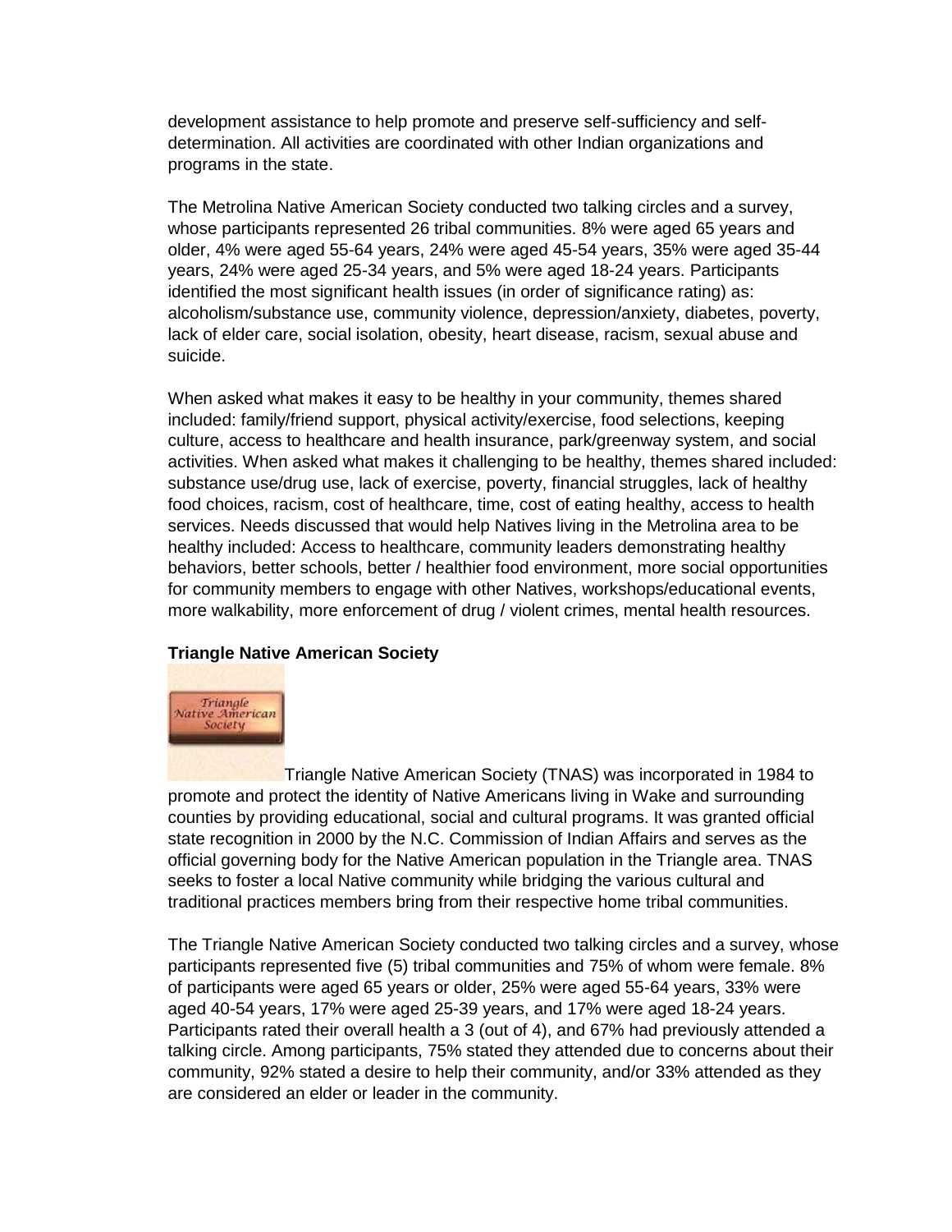development assistance to help promote and preserve self-sufficiency and self-determination. All activities are coordinated with other Indian organizations and programs in the state.

The Metrolina Native American Society conducted two talking circles and a survey, whose participants represented 26 tribal communities. 8% were aged 65 years and older, 4% were aged 55-64 years, 24% were aged 45-54 years, 35% were aged 35-44 years, 24% were aged 25-34 years, and 5% were aged 18-24 years. Participants identified the most significant health issues (in order of significance rating) as: alcoholism/substance use, community violence, depression/anxiety, diabetes, poverty, lack of elder care, social isolation, obesity, heart disease, racism, sexual abuse and suicide.

When asked what makes it easy to be healthy in your community, themes shared included: family/friend support, physical activity/exercise, food selections, keeping culture, access to healthcare and health insurance, park/greenway system, and social activities. When asked what makes it challenging to be healthy, themes shared included: substance use/drug use, lack of exercise, poverty, financial struggles, lack of healthy food choices, racism, cost of healthcare, time, cost of eating healthy, access to health services. Needs discussed that would help Natives living in the Metrolina area to be healthy included: Access to healthcare, community leaders demonstrating healthy behaviors, better schools, better / healthier food environment, more social opportunities for community members to engage with other Natives, workshops/educational events, more walkability, more enforcement of drug / violent crimes, mental health resources.

**Triangle Native American Society**

Triangle Native American Society (TNAS) was incorporated in 1984 to promote and protect the identity of Native Americans living in Wake and surrounding counties by providing educational, social and cultural programs. It was granted official state recognition in 2000 by the N.C. Commission of Indian Affairs and serves as the official governing body for the Native American population in the Triangle area. TNAS seeks to foster a local Native community while bridging the various cultural and traditional practices members bring from their respective home tribal communities.

The Triangle Native American Society conducted two talking circles and a survey, whose participants represented five (5) tribal communities and 75% of whom were female. 8% of participants were aged 65 years or older, 25% were aged 55-64 years, 33% were aged 40-54 years, 17% were aged 25-39 years, and 17% were aged 18-24 years. Participants rated their overall health a 3 (out of 4), and 67% had previously attended a talking circle. Among participants, 75% stated they attended due to concerns about their community, 92% stated a desire to help their community, and/or 33% attended as they are considered an elder or leader in the community.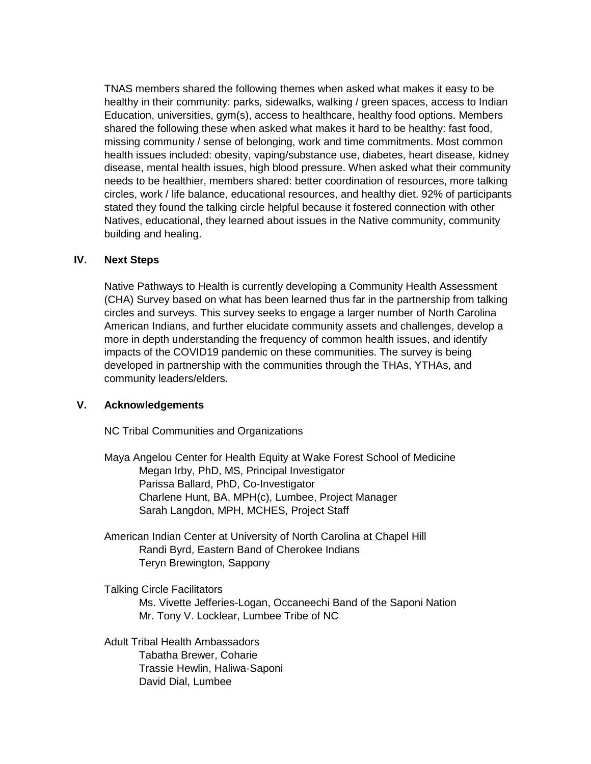TNAS members shared the following themes when asked what makes it easy to be healthy in their community: parks, sidewalks, walking / green spaces, access to Indian Education, universities, gym(s), access to healthcare, healthy food options. Members shared the following these when asked what makes it hard to be healthy: fast food, missing community / sense of belonging, work and time commitments. Most common health issues included: obesity, vaping/substance use, diabetes, heart disease, kidney disease, mental health issues, high blood pressure. When asked what their community needs to be healthier, members shared: better coordination of resources, more talking circles, work / life balance, educational resources, and healthy diet. 92% of participants stated they found the talking circle helpful because it fostered connection with other Natives, educational, they learned about issues in the Native community, community building and healing.

## IV. Next Steps

Native Pathways to Health is currently developing a Community Health Assessment (CHA) Survey based on what has been learned thus far in the partnership from talking circles and surveys. This survey seeks to engage a larger number of North Carolina American Indians, and further elucidate community assets and challenges, develop a more in depth understanding the frequency of common health issues, and identify impacts of the COVID19 pandemic on these communities. The survey is being developed in partnership with the communities through the THAs, YTHAs, and community leaders/elders.

## V. Acknowledgements

NC Tribal Communities and Organizations

Maya Angelou Center for Health Equity at Wake Forest School of Medicine
- Megan Irby, PhD, MS, Principal Investigator
- Parissa Ballard, PhD, Co-Investigator
- Charlene Hunt, BA, MPH(c), Lumbee, Project Manager
- Sarah Langdon, MPH, MCHES, Project Staff

American Indian Center at University of North Carolina at Chapel Hill
- Randi Byrd, Eastern Band of Cherokee Indians
- Teryn Brewington, Sappony

Talking Circle Facilitators
- Ms. Vivette Jefferies-Logan, Occaneechi Band of the Saponi Nation
- Mr. Tony V. Locklear, Lumbee Tribe of NC

Adult Tribal Health Ambassadors
- Tabatha Brewer, Coharie
- Trassie Hewlin, Haliwa-Saponi
- David Dial, Lumbee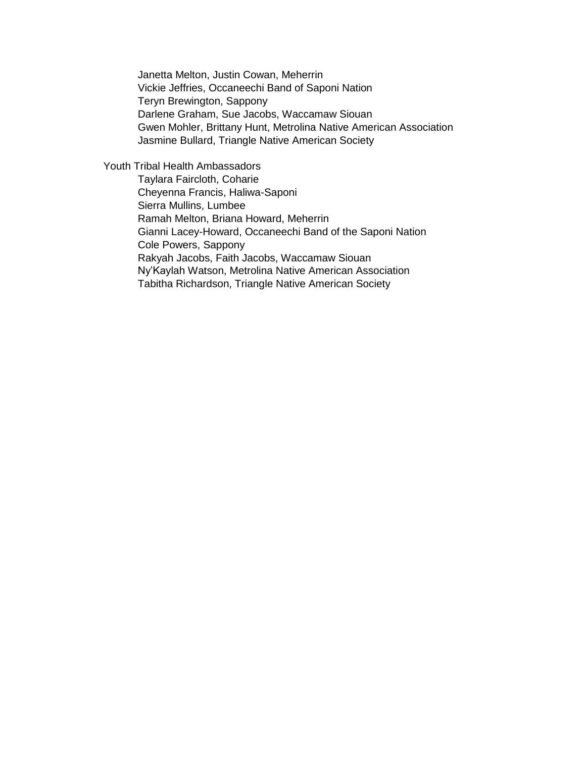Janetta Melton, Justin Cowan, Meherrin
Vickie Jeffries, Occaneechi Band of Saponi Nation
Teryn Brewington, Sappony
Darlene Graham, Sue Jacobs, Waccamaw Siouan
Gwen Mohler, Brittany Hunt, Metrolina Native American Association
Jasmine Bullard, Triangle Native American Society

Youth Tribal Health Ambassadors

Taylara Faircloth, Coharie
Cheyenna Francis, Haliwa-Saponi
Sierra Mullins, Lumbee
Ramah Melton, Briana Howard, Meherrin
Gianni Lacey-Howard, Occaneechi Band of the Saponi Nation
Cole Powers, Sappony
Rakyah Jacobs, Faith Jacobs, Waccamaw Siouan
Ny'Kaylah Watson, Metrolina Native American Association
Tabitha Richardson, Triangle Native American Society